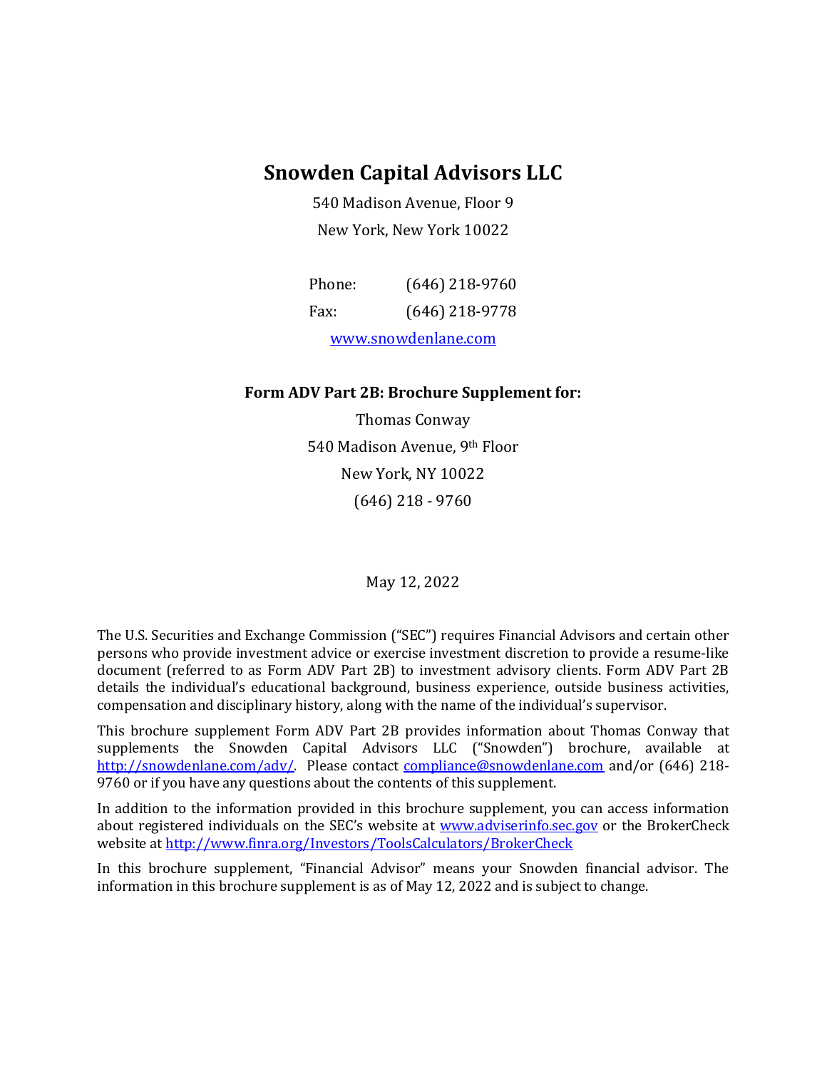# Snowden Capital Advisors LLC

540 Madison Avenue, Floor 9

New York, New York 10022

Phone: (646) 218-9760

Fax: (646) 218-9778

www.snowdenlane.com

**Form ADV Part 2B: Brochure Supplement for:**

Thomas Conway

540 Madison Avenue, 9th Floor

New York, NY 10022

(646) 218 - 9760

May 12, 2022

The U.S. Securities and Exchange Commission ("SEC") requires Financial Advisors and certain other persons who provide investment advice or exercise investment discretion to provide a resume-like document (referred to as Form ADV Part 2B) to investment advisory clients. Form ADV Part 2B details the individual's educational background, business experience, outside business activities, compensation and disciplinary history, along with the name of the individual's supervisor.

This brochure supplement Form ADV Part 2B provides information about Thomas Conway that supplements the Snowden Capital Advisors LLC ("Snowden") brochure, available at http://snowdenlane.com/adv/. Please contact compliance@snowdenlane.com and/or (646) 218-9760 or if you have any questions about the contents of this supplement.

In addition to the information provided in this brochure supplement, you can access information about registered individuals on the SEC's website at www.adviserinfo.sec.gov or the BrokerCheck website at http://www.finra.org/Investors/ToolsCalculators/BrokerCheck

In this brochure supplement, "Financial Advisor" means your Snowden financial advisor. The information in this brochure supplement is as of May 12, 2022 and is subject to change.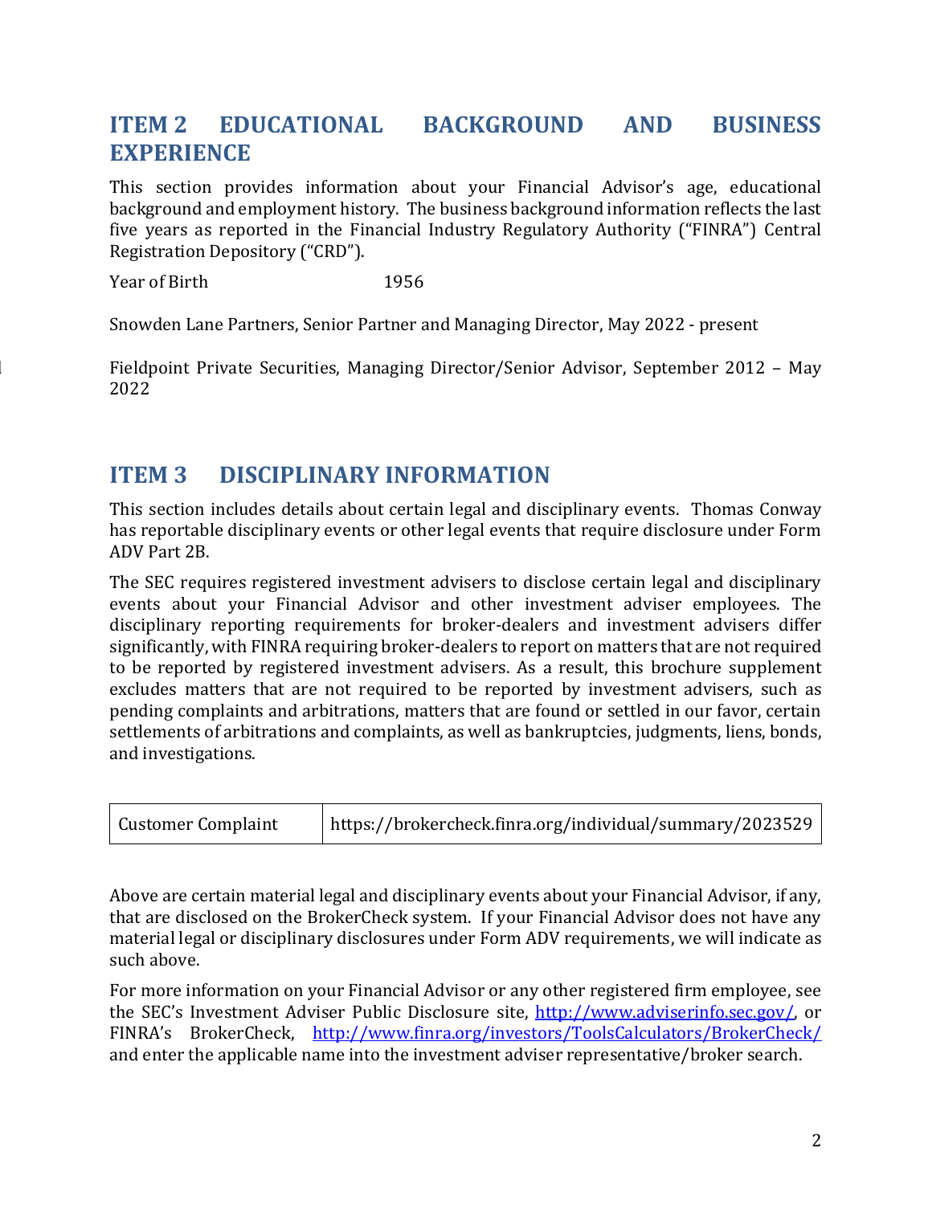## ITEM 2 EDUCATIONAL BACKGROUND AND BUSINESS EXPERIENCE

This section provides information about your Financial Advisor's age, educational background and employment history. The business background information reflects the last five years as reported in the Financial Industry Regulatory Authority ("FINRA") Central Registration Depository ("CRD").

Year of Birth 1956

Snowden Lane Partners, Senior Partner and Managing Director, May 2022 - present

Fieldpoint Private Securities, Managing Director/Senior Advisor, September 2012 – May 2022

## ITEM 3 DISCIPLINARY INFORMATION

This section includes details about certain legal and disciplinary events. Thomas Conway has reportable disciplinary events or other legal events that require disclosure under Form ADV Part 2B.

The SEC requires registered investment advisers to disclose certain legal and disciplinary events about your Financial Advisor and other investment adviser employees. The disciplinary reporting requirements for broker-dealers and investment advisers differ significantly, with FINRA requiring broker-dealers to report on matters that are not required to be reported by registered investment advisers. As a result, this brochure supplement excludes matters that are not required to be reported by investment advisers, such as pending complaints and arbitrations, matters that are found or settled in our favor, certain settlements of arbitrations and complaints, as well as bankruptcies, judgments, liens, bonds, and investigations.

| Customer Complaint | https://brokercheck.finra.org/individual/summary/2023529 |
|---|---|

Above are certain material legal and disciplinary events about your Financial Advisor, if any, that are disclosed on the BrokerCheck system. If your Financial Advisor does not have any material legal or disciplinary disclosures under Form ADV requirements, we will indicate as such above.

For more information on your Financial Advisor or any other registered firm employee, see the SEC's Investment Adviser Public Disclosure site, http://www.adviserinfo.sec.gov/, or FINRA's BrokerCheck, http://www.finra.org/investors/ToolsCalculators/BrokerCheck/ and enter the applicable name into the investment adviser representative/broker search.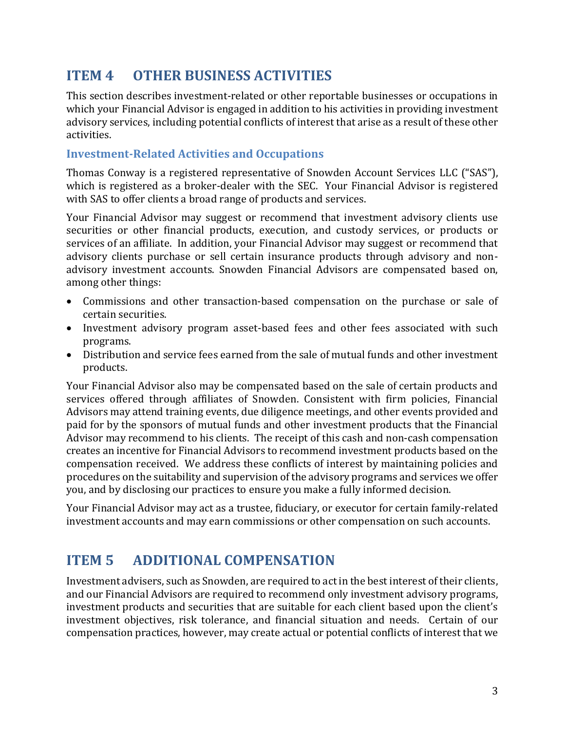## ITEM 4 OTHER BUSINESS ACTIVITIES

This section describes investment-related or other reportable businesses or occupations in which your Financial Advisor is engaged in addition to his activities in providing investment advisory services, including potential conflicts of interest that arise as a result of these other activities.

### Investment-Related Activities and Occupations

Thomas Conway is a registered representative of Snowden Account Services LLC ("SAS"), which is registered as a broker-dealer with the SEC. Your Financial Advisor is registered with SAS to offer clients a broad range of products and services.

Your Financial Advisor may suggest or recommend that investment advisory clients use securities or other financial products, execution, and custody services, or products or services of an affiliate. In addition, your Financial Advisor may suggest or recommend that advisory clients purchase or sell certain insurance products through advisory and non-advisory investment accounts. Snowden Financial Advisors are compensated based on, among other things:

- Commissions and other transaction-based compensation on the purchase or sale of certain securities.
- Investment advisory program asset-based fees and other fees associated with such programs.
- Distribution and service fees earned from the sale of mutual funds and other investment products.

Your Financial Advisor also may be compensated based on the sale of certain products and services offered through affiliates of Snowden. Consistent with firm policies, Financial Advisors may attend training events, due diligence meetings, and other events provided and paid for by the sponsors of mutual funds and other investment products that the Financial Advisor may recommend to his clients. The receipt of this cash and non-cash compensation creates an incentive for Financial Advisors to recommend investment products based on the compensation received. We address these conflicts of interest by maintaining policies and procedures on the suitability and supervision of the advisory programs and services we offer you, and by disclosing our practices to ensure you make a fully informed decision.

Your Financial Advisor may act as a trustee, fiduciary, or executor for certain family-related investment accounts and may earn commissions or other compensation on such accounts.

## ITEM 5 ADDITIONAL COMPENSATION

Investment advisers, such as Snowden, are required to act in the best interest of their clients, and our Financial Advisors are required to recommend only investment advisory programs, investment products and securities that are suitable for each client based upon the client's investment objectives, risk tolerance, and financial situation and needs. Certain of our compensation practices, however, may create actual or potential conflicts of interest that we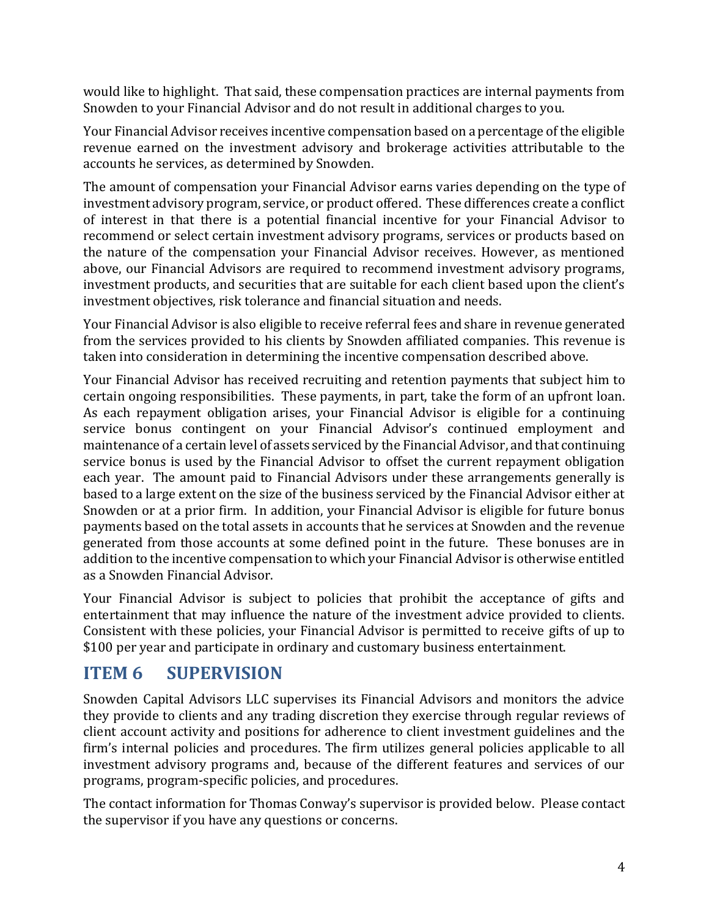would like to highlight. That said, these compensation practices are internal payments from Snowden to your Financial Advisor and do not result in additional charges to you.

Your Financial Advisor receives incentive compensation based on a percentage of the eligible revenue earned on the investment advisory and brokerage activities attributable to the accounts he services, as determined by Snowden.

The amount of compensation your Financial Advisor earns varies depending on the type of investment advisory program, service, or product offered. These differences create a conflict of interest in that there is a potential financial incentive for your Financial Advisor to recommend or select certain investment advisory programs, services or products based on the nature of the compensation your Financial Advisor receives. However, as mentioned above, our Financial Advisors are required to recommend investment advisory programs, investment products, and securities that are suitable for each client based upon the client's investment objectives, risk tolerance and financial situation and needs.

Your Financial Advisor is also eligible to receive referral fees and share in revenue generated from the services provided to his clients by Snowden affiliated companies. This revenue is taken into consideration in determining the incentive compensation described above.

Your Financial Advisor has received recruiting and retention payments that subject him to certain ongoing responsibilities. These payments, in part, take the form of an upfront loan. As each repayment obligation arises, your Financial Advisor is eligible for a continuing service bonus contingent on your Financial Advisor's continued employment and maintenance of a certain level of assets serviced by the Financial Advisor, and that continuing service bonus is used by the Financial Advisor to offset the current repayment obligation each year. The amount paid to Financial Advisors under these arrangements generally is based to a large extent on the size of the business serviced by the Financial Advisor either at Snowden or at a prior firm. In addition, your Financial Advisor is eligible for future bonus payments based on the total assets in accounts that he services at Snowden and the revenue generated from those accounts at some defined point in the future. These bonuses are in addition to the incentive compensation to which your Financial Advisor is otherwise entitled as a Snowden Financial Advisor.

Your Financial Advisor is subject to policies that prohibit the acceptance of gifts and entertainment that may influence the nature of the investment advice provided to clients. Consistent with these policies, your Financial Advisor is permitted to receive gifts of up to $100 per year and participate in ordinary and customary business entertainment.

## ITEM 6 SUPERVISION

Snowden Capital Advisors LLC supervises its Financial Advisors and monitors the advice they provide to clients and any trading discretion they exercise through regular reviews of client account activity and positions for adherence to client investment guidelines and the firm's internal policies and procedures. The firm utilizes general policies applicable to all investment advisory programs and, because of the different features and services of our programs, program-specific policies, and procedures.

The contact information for Thomas Conway's supervisor is provided below. Please contact the supervisor if you have any questions or concerns.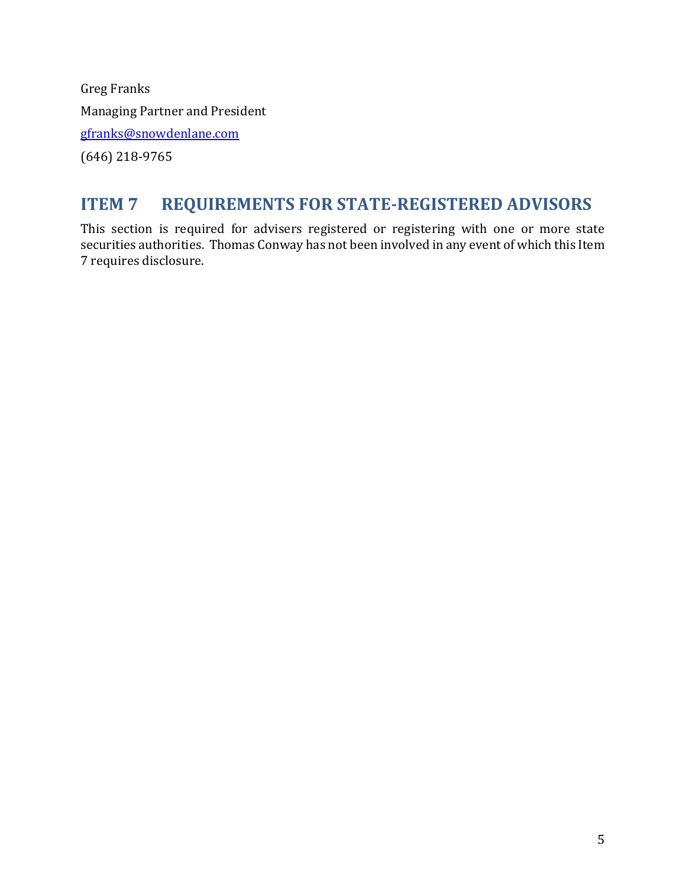Greg Franks

Managing Partner and President

gfranks@snowdenlane.com

(646) 218-9765

## ITEM 7 REQUIREMENTS FOR STATE-REGISTERED ADVISORS

This section is required for advisers registered or registering with one or more state securities authorities. Thomas Conway has not been involved in any event of which this Item 7 requires disclosure.